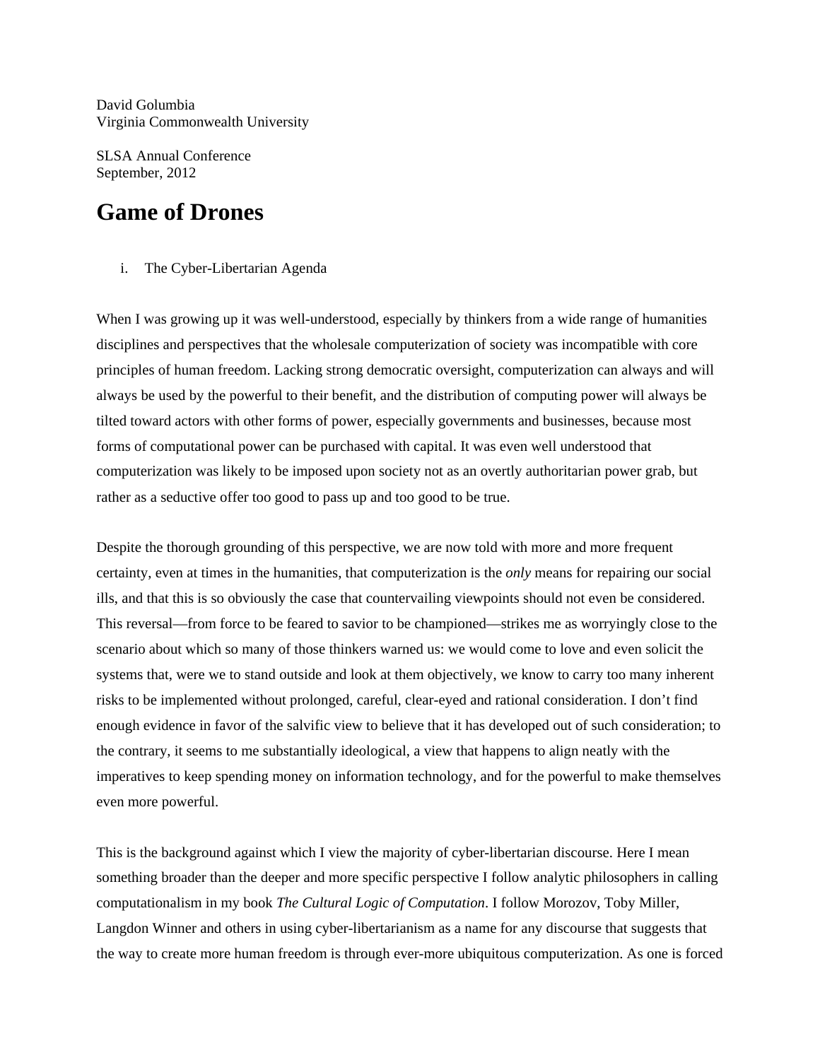David Golumbia
Virginia Commonwealth University

SLSA Annual Conference
September, 2012

# Game of Drones

i. The Cyber-Libertarian Agenda

When I was growing up it was well-understood, especially by thinkers from a wide range of humanities disciplines and perspectives that the wholesale computerization of society was incompatible with core principles of human freedom. Lacking strong democratic oversight, computerization can always and will always be used by the powerful to their benefit, and the distribution of computing power will always be tilted toward actors with other forms of power, especially governments and businesses, because most forms of computational power can be purchased with capital. It was even well understood that computerization was likely to be imposed upon society not as an overtly authoritarian power grab, but rather as a seductive offer too good to pass up and too good to be true.

Despite the thorough grounding of this perspective, we are now told with more and more frequent certainty, even at times in the humanities, that computerization is the *only* means for repairing our social ills, and that this is so obviously the case that countervailing viewpoints should not even be considered. This reversal—from force to be feared to savior to be championed—strikes me as worryingly close to the scenario about which so many of those thinkers warned us: we would come to love and even solicit the systems that, were we to stand outside and look at them objectively, we know to carry too many inherent risks to be implemented without prolonged, careful, clear-eyed and rational consideration. I don't find enough evidence in favor of the salvific view to believe that it has developed out of such consideration; to the contrary, it seems to me substantially ideological, a view that happens to align neatly with the imperatives to keep spending money on information technology, and for the powerful to make themselves even more powerful.

This is the background against which I view the majority of cyber-libertarian discourse. Here I mean something broader than the deeper and more specific perspective I follow analytic philosophers in calling computationalism in my book *The Cultural Logic of Computation*. I follow Morozov, Toby Miller, Langdon Winner and others in using cyber-libertarianism as a name for any discourse that suggests that the way to create more human freedom is through ever-more ubiquitous computerization. As one is forced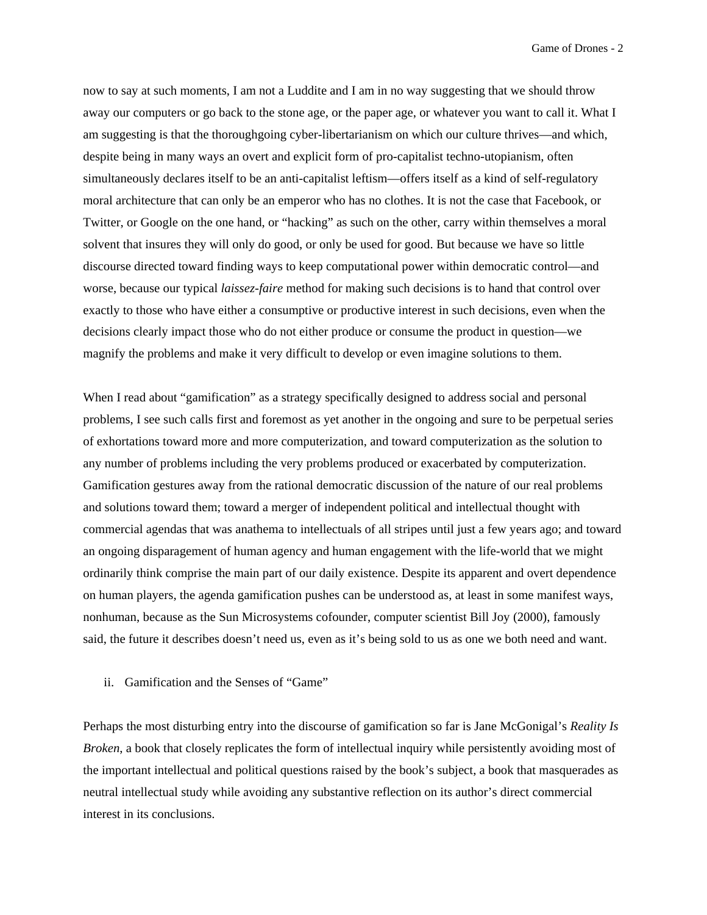now to say at such moments, I am not a Luddite and I am in no way suggesting that we should throw away our computers or go back to the stone age, or the paper age, or whatever you want to call it. What I am suggesting is that the thoroughgoing cyber-libertarianism on which our culture thrives—and which, despite being in many ways an overt and explicit form of pro-capitalist techno-utopianism, often simultaneously declares itself to be an anti-capitalist leftism—offers itself as a kind of self-regulatory moral architecture that can only be an emperor who has no clothes. It is not the case that Facebook, or Twitter, or Google on the one hand, or "hacking" as such on the other, carry within themselves a moral solvent that insures they will only do good, or only be used for good. But because we have so little discourse directed toward finding ways to keep computational power within democratic control—and worse, because our typical *laissez-faire* method for making such decisions is to hand that control over exactly to those who have either a consumptive or productive interest in such decisions, even when the decisions clearly impact those who do not either produce or consume the product in question—we magnify the problems and make it very difficult to develop or even imagine solutions to them.

When I read about "gamification" as a strategy specifically designed to address social and personal problems, I see such calls first and foremost as yet another in the ongoing and sure to be perpetual series of exhortations toward more and more computerization, and toward computerization as the solution to any number of problems including the very problems produced or exacerbated by computerization. Gamification gestures away from the rational democratic discussion of the nature of our real problems and solutions toward them; toward a merger of independent political and intellectual thought with commercial agendas that was anathema to intellectuals of all stripes until just a few years ago; and toward an ongoing disparagement of human agency and human engagement with the life-world that we might ordinarily think comprise the main part of our daily existence. Despite its apparent and overt dependence on human players, the agenda gamification pushes can be understood as, at least in some manifest ways, nonhuman, because as the Sun Microsystems cofounder, computer scientist Bill Joy (2000), famously said, the future it describes doesn't need us, even as it's being sold to us as one we both need and want.

## ii. Gamification and the Senses of "Game"

Perhaps the most disturbing entry into the discourse of gamification so far is Jane McGonigal's *Reality Is Broken*, a book that closely replicates the form of intellectual inquiry while persistently avoiding most of the important intellectual and political questions raised by the book's subject, a book that masquerades as neutral intellectual study while avoiding any substantive reflection on its author's direct commercial interest in its conclusions.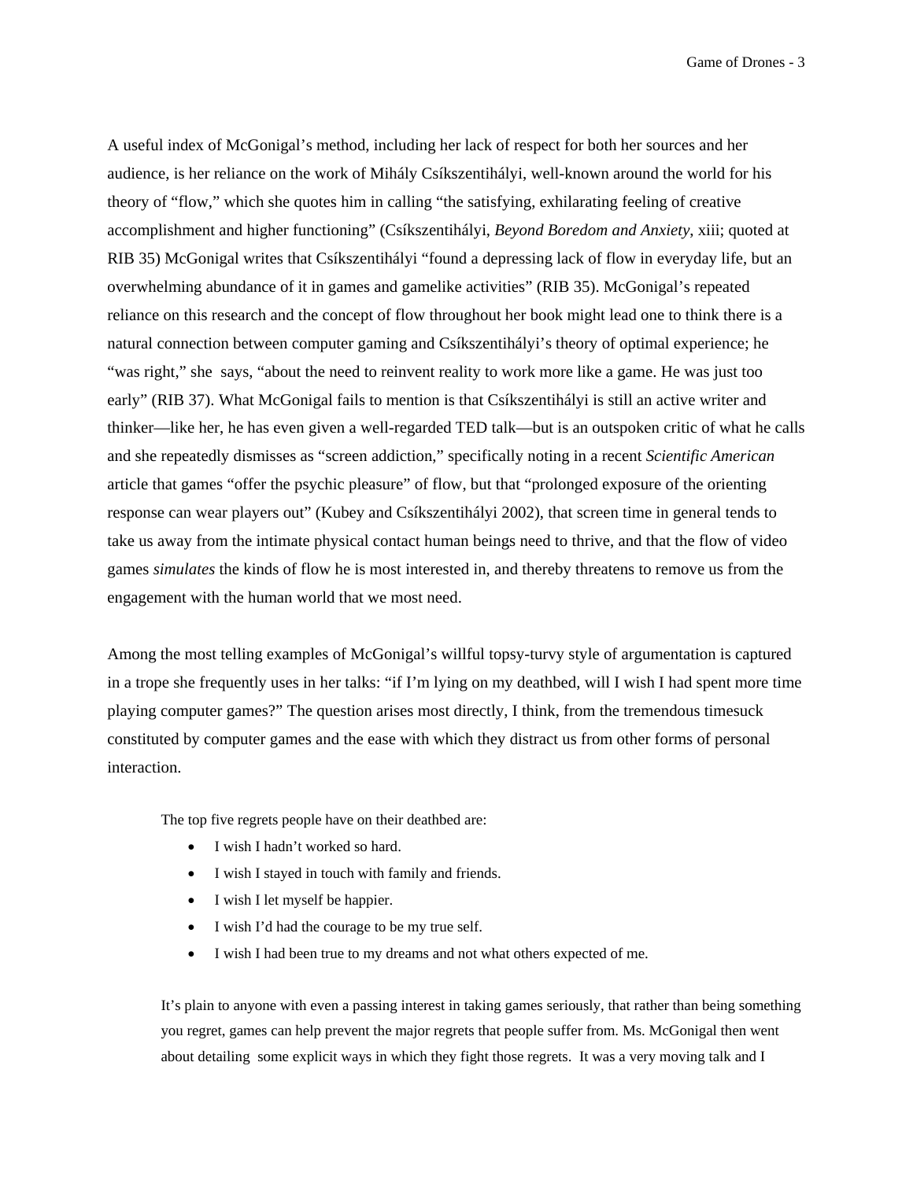A useful index of McGonigal's method, including her lack of respect for both her sources and her audience, is her reliance on the work of Mihály Csíkszentihályi, well-known around the world for his theory of "flow," which she quotes him in calling "the satisfying, exhilarating feeling of creative accomplishment and higher functioning" (Csíkszentihályi, *Beyond Boredom and Anxiety*, xiii; quoted at RIB 35) McGonigal writes that Csíkszentihályi "found a depressing lack of flow in everyday life, but an overwhelming abundance of it in games and gamelike activities" (RIB 35). McGonigal's repeated reliance on this research and the concept of flow throughout her book might lead one to think there is a natural connection between computer gaming and Csíkszentihályi's theory of optimal experience; he "was right," she says, "about the need to reinvent reality to work more like a game. He was just too early" (RIB 37). What McGonigal fails to mention is that Csíkszentihályi is still an active writer and thinker—like her, he has even given a well-regarded TED talk—but is an outspoken critic of what he calls and she repeatedly dismisses as "screen addiction," specifically noting in a recent *Scientific American* article that games "offer the psychic pleasure" of flow, but that "prolonged exposure of the orienting response can wear players out" (Kubey and Csíkszentihályi 2002), that screen time in general tends to take us away from the intimate physical contact human beings need to thrive, and that the flow of video games *simulates* the kinds of flow he is most interested in, and thereby threatens to remove us from the engagement with the human world that we most need.

Among the most telling examples of McGonigal's willful topsy-turvy style of argumentation is captured in a trope she frequently uses in her talks: "if I'm lying on my deathbed, will I wish I had spent more time playing computer games?" The question arises most directly, I think, from the tremendous timesuck constituted by computer games and the ease with which they distract us from other forms of personal interaction.

> The top five regrets people have on their deathbed are:
>
> - I wish I hadn't worked so hard.
> - I wish I stayed in touch with family and friends.
> - I wish I let myself be happier.
> - I wish I'd had the courage to be my true self.
> - I wish I had been true to my dreams and not what others expected of me.
>
> It's plain to anyone with even a passing interest in taking games seriously, that rather than being something you regret, games can help prevent the major regrets that people suffer from. Ms. McGonigal then went about detailing some explicit ways in which they fight those regrets. It was a very moving talk and I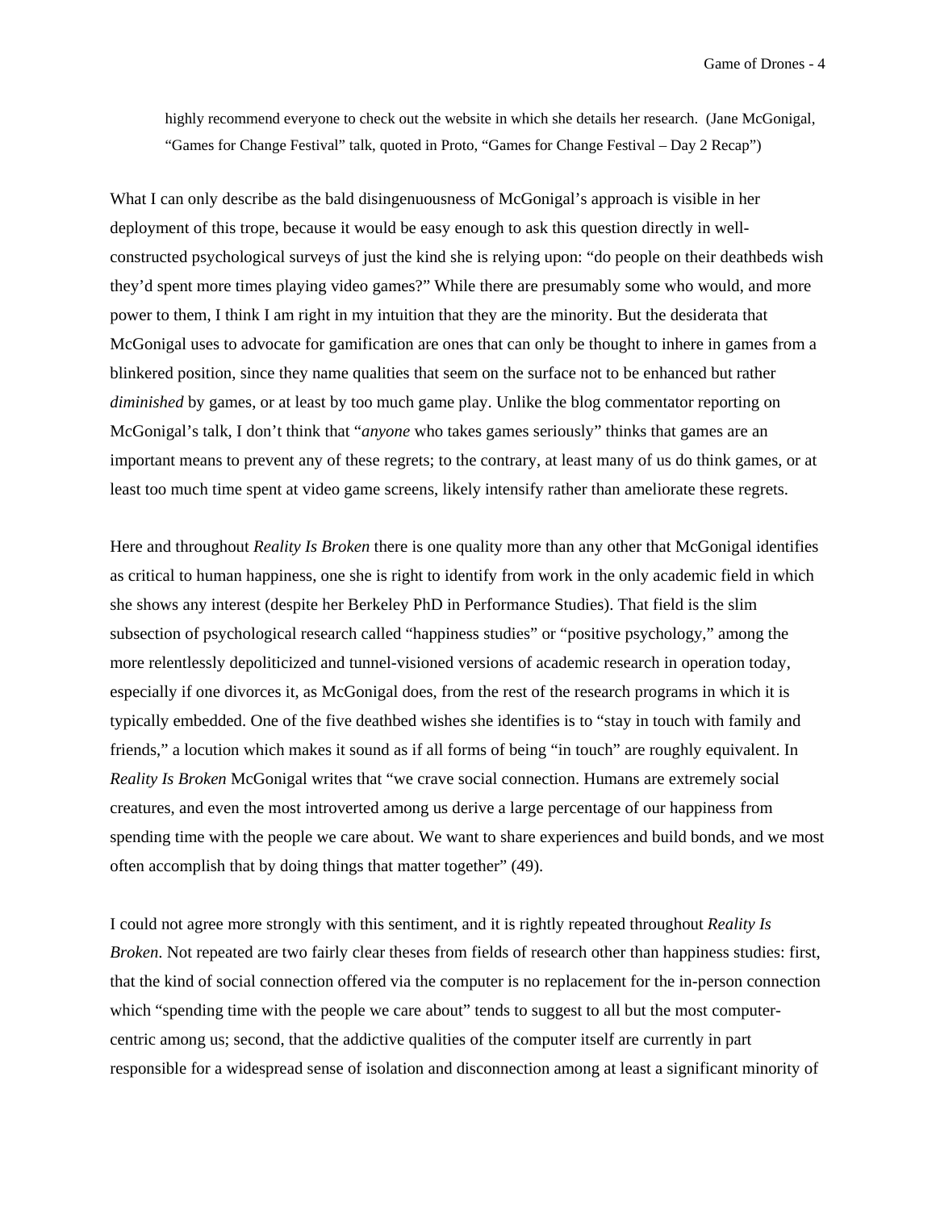> highly recommend everyone to check out the website in which she details her research. (Jane McGonigal, "Games for Change Festival" talk, quoted in Proto, "Games for Change Festival – Day 2 Recap")

What I can only describe as the bald disingenuousness of McGonigal's approach is visible in her deployment of this trope, because it would be easy enough to ask this question directly in well-constructed psychological surveys of just the kind she is relying upon: "do people on their deathbeds wish they'd spent more times playing video games?" While there are presumably some who would, and more power to them, I think I am right in my intuition that they are the minority. But the desiderata that McGonigal uses to advocate for gamification are ones that can only be thought to inhere in games from a blinkered position, since they name qualities that seem on the surface not to be enhanced but rather *diminished* by games, or at least by too much game play. Unlike the blog commentator reporting on McGonigal's talk, I don't think that "*anyone* who takes games seriously" thinks that games are an important means to prevent any of these regrets; to the contrary, at least many of us do think games, or at least too much time spent at video game screens, likely intensify rather than ameliorate these regrets.

Here and throughout *Reality Is Broken* there is one quality more than any other that McGonigal identifies as critical to human happiness, one she is right to identify from work in the only academic field in which she shows any interest (despite her Berkeley PhD in Performance Studies). That field is the slim subsection of psychological research called "happiness studies" or "positive psychology," among the more relentlessly depoliticized and tunnel-visioned versions of academic research in operation today, especially if one divorces it, as McGonigal does, from the rest of the research programs in which it is typically embedded. One of the five deathbed wishes she identifies is to "stay in touch with family and friends," a locution which makes it sound as if all forms of being "in touch" are roughly equivalent. In *Reality Is Broken* McGonigal writes that "we crave social connection. Humans are extremely social creatures, and even the most introverted among us derive a large percentage of our happiness from spending time with the people we care about. We want to share experiences and build bonds, and we most often accomplish that by doing things that matter together" (49).

I could not agree more strongly with this sentiment, and it is rightly repeated throughout *Reality Is Broken*. Not repeated are two fairly clear theses from fields of research other than happiness studies: first, that the kind of social connection offered via the computer is no replacement for the in-person connection which "spending time with the people we care about" tends to suggest to all but the most computer-centric among us; second, that the addictive qualities of the computer itself are currently in part responsible for a widespread sense of isolation and disconnection among at least a significant minority of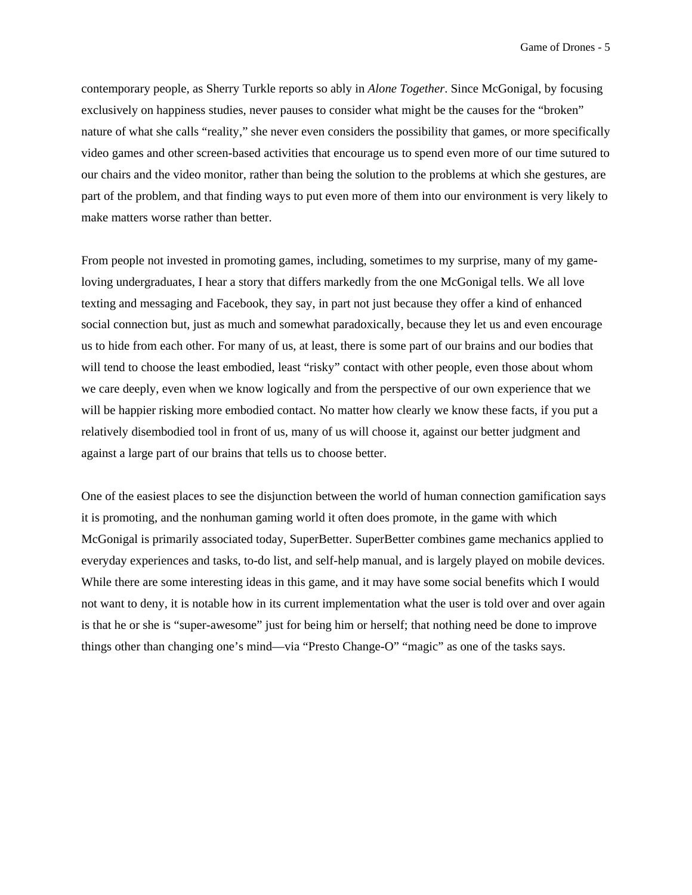contemporary people, as Sherry Turkle reports so ably in *Alone Together*. Since McGonigal, by focusing exclusively on happiness studies, never pauses to consider what might be the causes for the "broken" nature of what she calls "reality," she never even considers the possibility that games, or more specifically video games and other screen-based activities that encourage us to spend even more of our time sutured to our chairs and the video monitor, rather than being the solution to the problems at which she gestures, are part of the problem, and that finding ways to put even more of them into our environment is very likely to make matters worse rather than better.

From people not invested in promoting games, including, sometimes to my surprise, many of my game-loving undergraduates, I hear a story that differs markedly from the one McGonigal tells. We all love texting and messaging and Facebook, they say, in part not just because they offer a kind of enhanced social connection but, just as much and somewhat paradoxically, because they let us and even encourage us to hide from each other. For many of us, at least, there is some part of our brains and our bodies that will tend to choose the least embodied, least "risky" contact with other people, even those about whom we care deeply, even when we know logically and from the perspective of our own experience that we will be happier risking more embodied contact. No matter how clearly we know these facts, if you put a relatively disembodied tool in front of us, many of us will choose it, against our better judgment and against a large part of our brains that tells us to choose better.

One of the easiest places to see the disjunction between the world of human connection gamification says it is promoting, and the nonhuman gaming world it often does promote, in the game with which McGonigal is primarily associated today, SuperBetter. SuperBetter combines game mechanics applied to everyday experiences and tasks, to-do list, and self-help manual, and is largely played on mobile devices. While there are some interesting ideas in this game, and it may have some social benefits which I would not want to deny, it is notable how in its current implementation what the user is told over and over again is that he or she is "super-awesome" just for being him or herself; that nothing need be done to improve things other than changing one's mind—via "Presto Change-O" "magic" as one of the tasks says.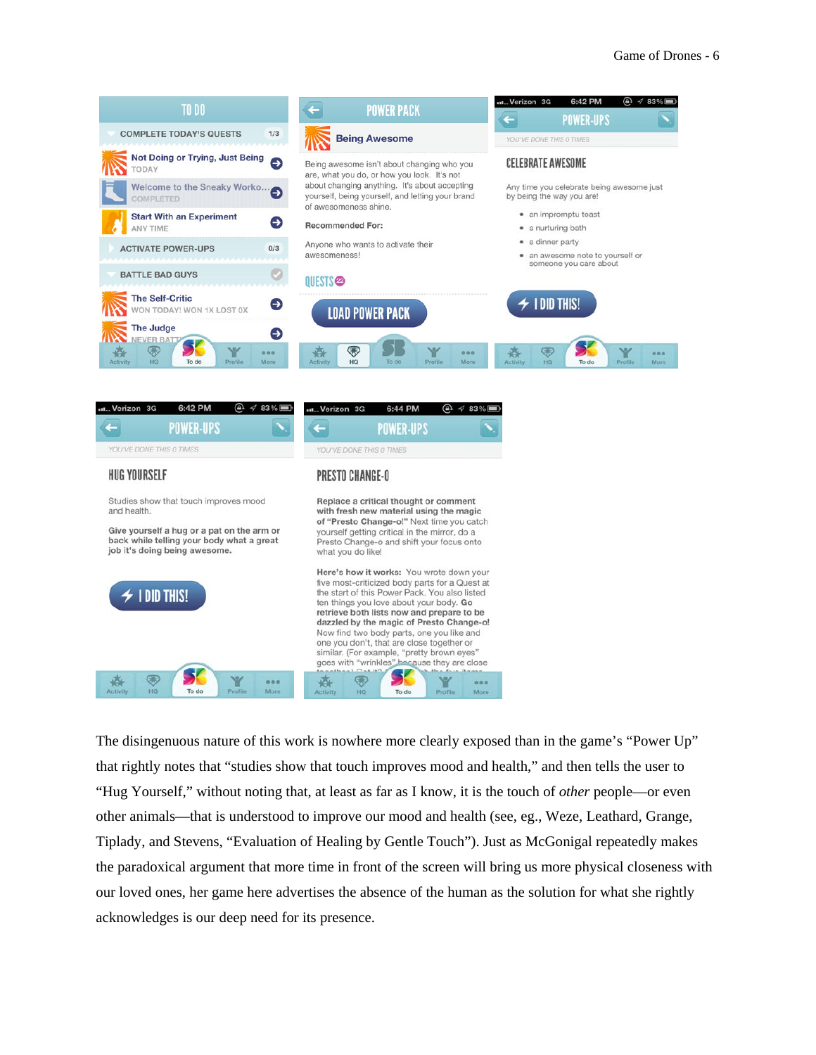The disingenuous nature of this work is nowhere more clearly exposed than in the game's "Power Up" that rightly notes that "studies show that touch improves mood and health," and then tells the user to "Hug Yourself," without noting that, at least as far as I know, it is the touch of *other* people—or even other animals—that is understood to improve our mood and health (see, eg., Weze, Leathard, Grange, Tiplady, and Stevens, "Evaluation of Healing by Gentle Touch"). Just as McGonigal repeatedly makes the paradoxical argument that more time in front of the screen will bring us more physical closeness with our loved ones, her game here advertises the absence of the human as the solution for what she rightly acknowledges is our deep need for its presence.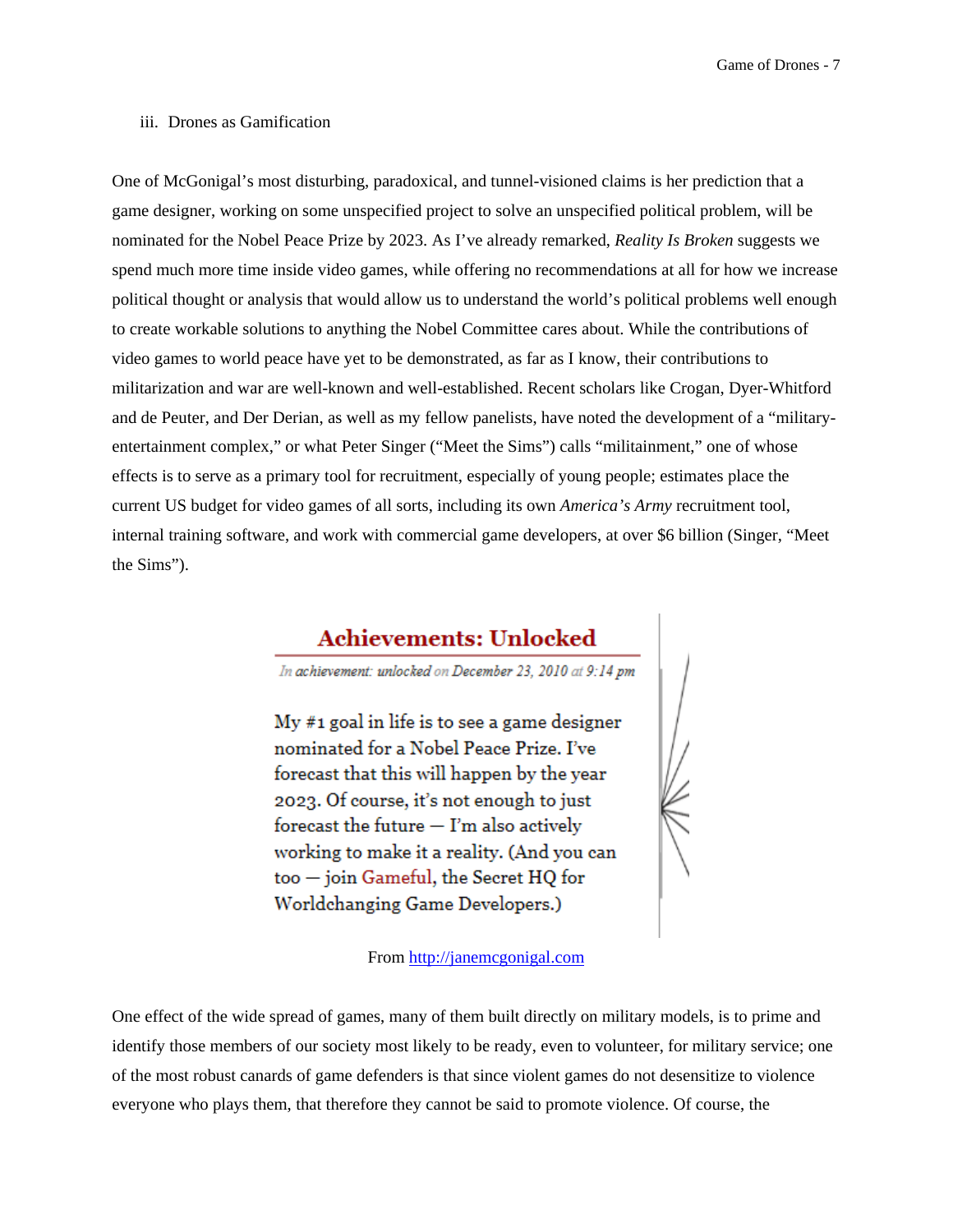### iii. Drones as Gamification

One of McGonigal's most disturbing, paradoxical, and tunnel-visioned claims is her prediction that a game designer, working on some unspecified project to solve an unspecified political problem, will be nominated for the Nobel Peace Prize by 2023. As I've already remarked, *Reality Is Broken* suggests we spend much more time inside video games, while offering no recommendations at all for how we increase political thought or analysis that would allow us to understand the world's political problems well enough to create workable solutions to anything the Nobel Committee cares about. While the contributions of video games to world peace have yet to be demonstrated, as far as I know, their contributions to militarization and war are well-known and well-established. Recent scholars like Crogan, Dyer-Whitford and de Peuter, and Der Derian, as well as my fellow panelists, have noted the development of a "military-entertainment complex," or what Peter Singer ("Meet the Sims") calls "militainment," one of whose effects is to serve as a primary tool for recruitment, especially of young people; estimates place the current US budget for video games of all sorts, including its own *America's Army* recruitment tool, internal training software, and work with commercial game developers, at over $6 billion (Singer, "Meet the Sims").

**Achievements: Unlocked**

*In achievement: unlocked on December 23, 2010 at 9:14 pm*

My #1 goal in life is to see a game designer nominated for a Nobel Peace Prize. I've forecast that this will happen by the year 2023. Of course, it's not enough to just forecast the future — I'm also actively working to make it a reality. (And you can too — join Gameful, the Secret HQ for Worldchanging Game Developers.)

From http://janemcgonigal.com

One effect of the wide spread of games, many of them built directly on military models, is to prime and identify those members of our society most likely to be ready, even to volunteer, for military service; one of the most robust canards of game defenders is that since violent games do not desensitize to violence everyone who plays them, that therefore they cannot be said to promote violence. Of course, the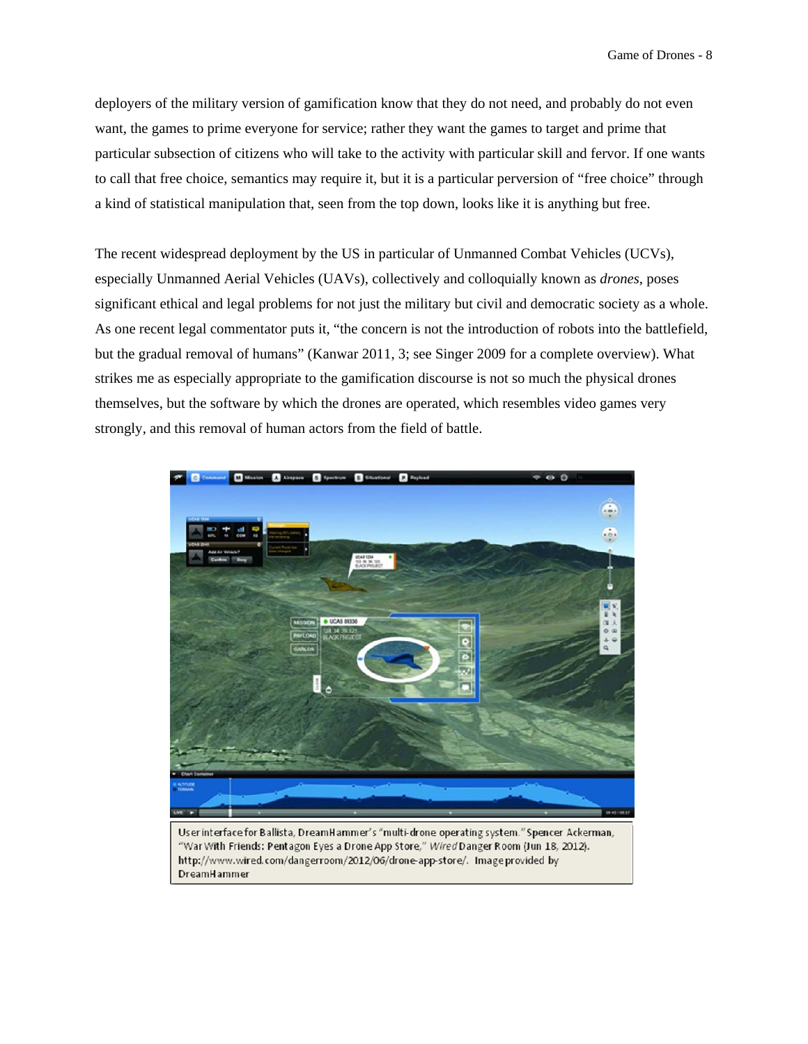deployers of the military version of gamification know that they do not need, and probably do not even want, the games to prime everyone for service; rather they want the games to target and prime that particular subsection of citizens who will take to the activity with particular skill and fervor. If one wants to call that free choice, semantics may require it, but it is a particular perversion of "free choice" through a kind of statistical manipulation that, seen from the top down, looks like it is anything but free.

The recent widespread deployment by the US in particular of Unmanned Combat Vehicles (UCVs), especially Unmanned Aerial Vehicles (UAVs), collectively and colloquially known as *drones*, poses significant ethical and legal problems for not just the military but civil and democratic society as a whole. As one recent legal commentator puts it, "the concern is not the introduction of robots into the battlefield, but the gradual removal of humans" (Kanwar 2011, 3; see Singer 2009 for a complete overview). What strikes me as especially appropriate to the gamification discourse is not so much the physical drones themselves, but the software by which the drones are operated, which resembles video games very strongly, and this removal of human actors from the field of battle.

User interface for Ballista, DreamHammer's "multi-drone operating system." Spencer Ackerman, "War With Friends: Pentagon Eyes a Drone App Store," *Wired* Danger Room (Jun 18, 2012). http://www.wired.com/dangerroom/2012/06/drone-app-store/. Image provided by DreamHammer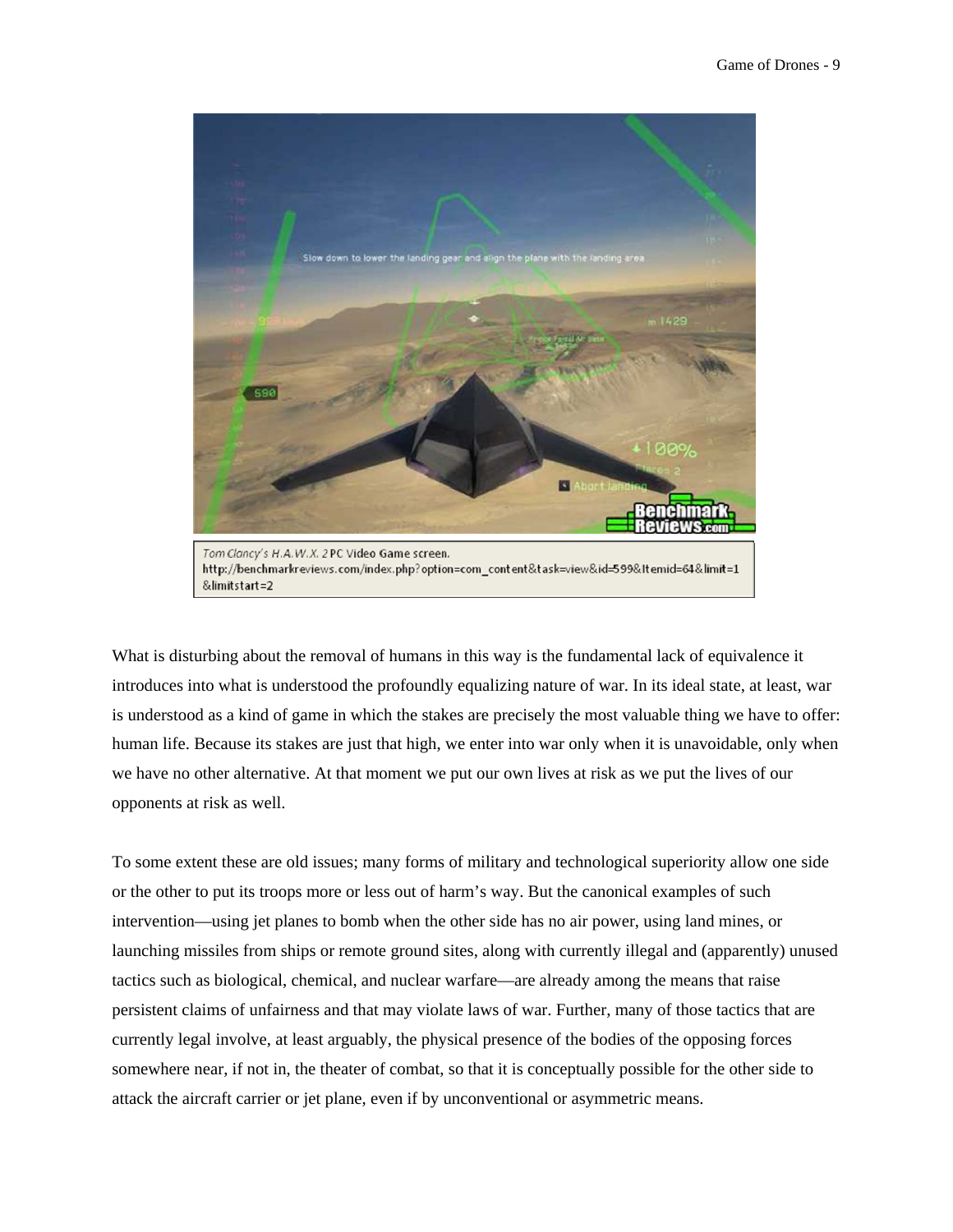*Tom Clancy's H.A.W.X. 2* PC Video Game screen.
http://benchmarkreviews.com/index.php?option=com_content&task=view&id=599&Itemid=64&limit=1&limitstart=2

What is disturbing about the removal of humans in this way is the fundamental lack of equivalence it introduces into what is understood the profoundly equalizing nature of war. In its ideal state, at least, war is understood as a kind of game in which the stakes are precisely the most valuable thing we have to offer: human life. Because its stakes are just that high, we enter into war only when it is unavoidable, only when we have no other alternative. At that moment we put our own lives at risk as we put the lives of our opponents at risk as well.

To some extent these are old issues; many forms of military and technological superiority allow one side or the other to put its troops more or less out of harm's way. But the canonical examples of such intervention—using jet planes to bomb when the other side has no air power, using land mines, or launching missiles from ships or remote ground sites, along with currently illegal and (apparently) unused tactics such as biological, chemical, and nuclear warfare—are already among the means that raise persistent claims of unfairness and that may violate laws of war. Further, many of those tactics that are currently legal involve, at least arguably, the physical presence of the bodies of the opposing forces somewhere near, if not in, the theater of combat, so that it is conceptually possible for the other side to attack the aircraft carrier or jet plane, even if by unconventional or asymmetric means.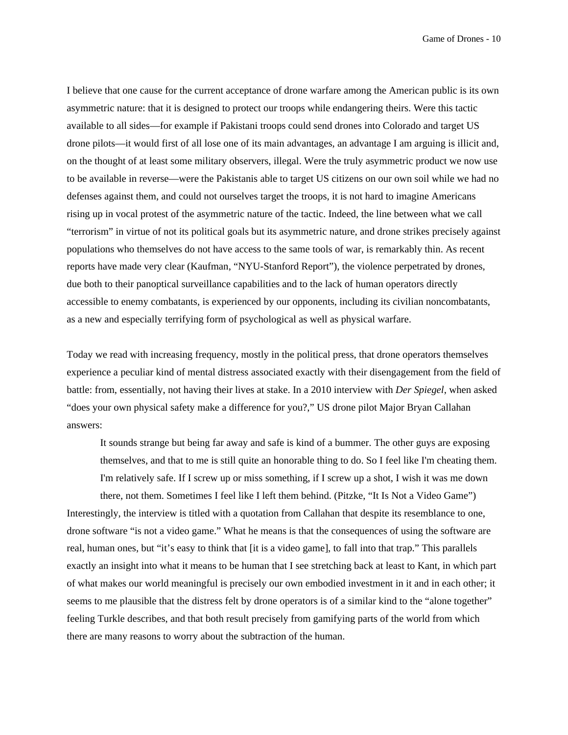I believe that one cause for the current acceptance of drone warfare among the American public is its own asymmetric nature: that it is designed to protect our troops while endangering theirs. Were this tactic available to all sides—for example if Pakistani troops could send drones into Colorado and target US drone pilots—it would first of all lose one of its main advantages, an advantage I am arguing is illicit and, on the thought of at least some military observers, illegal. Were the truly asymmetric product we now use to be available in reverse—were the Pakistanis able to target US citizens on our own soil while we had no defenses against them, and could not ourselves target the troops, it is not hard to imagine Americans rising up in vocal protest of the asymmetric nature of the tactic. Indeed, the line between what we call "terrorism" in virtue of not its political goals but its asymmetric nature, and drone strikes precisely against populations who themselves do not have access to the same tools of war, is remarkably thin. As recent reports have made very clear (Kaufman, "NYU-Stanford Report"), the violence perpetrated by drones, due both to their panoptical surveillance capabilities and to the lack of human operators directly accessible to enemy combatants, is experienced by our opponents, including its civilian noncombatants, as a new and especially terrifying form of psychological as well as physical warfare.

Today we read with increasing frequency, mostly in the political press, that drone operators themselves experience a peculiar kind of mental distress associated exactly with their disengagement from the field of battle: from, essentially, not having their lives at stake. In a 2010 interview with *Der Spiegel*, when asked "does your own physical safety make a difference for you?," US drone pilot Major Bryan Callahan answers:

> It sounds strange but being far away and safe is kind of a bummer. The other guys are exposing themselves, and that to me is still quite an honorable thing to do. So I feel like I'm cheating them. I'm relatively safe. If I screw up or miss something, if I screw up a shot, I wish it was me down there, not them. Sometimes I feel like I left them behind. (Pitzke, "It Is Not a Video Game")

Interestingly, the interview is titled with a quotation from Callahan that despite its resemblance to one, drone software "is not a video game." What he means is that the consequences of using the software are real, human ones, but "it's easy to think that [it is a video game], to fall into that trap." This parallels exactly an insight into what it means to be human that I see stretching back at least to Kant, in which part of what makes our world meaningful is precisely our own embodied investment in it and in each other; it seems to me plausible that the distress felt by drone operators is of a similar kind to the "alone together" feeling Turkle describes, and that both result precisely from gamifying parts of the world from which there are many reasons to worry about the subtraction of the human.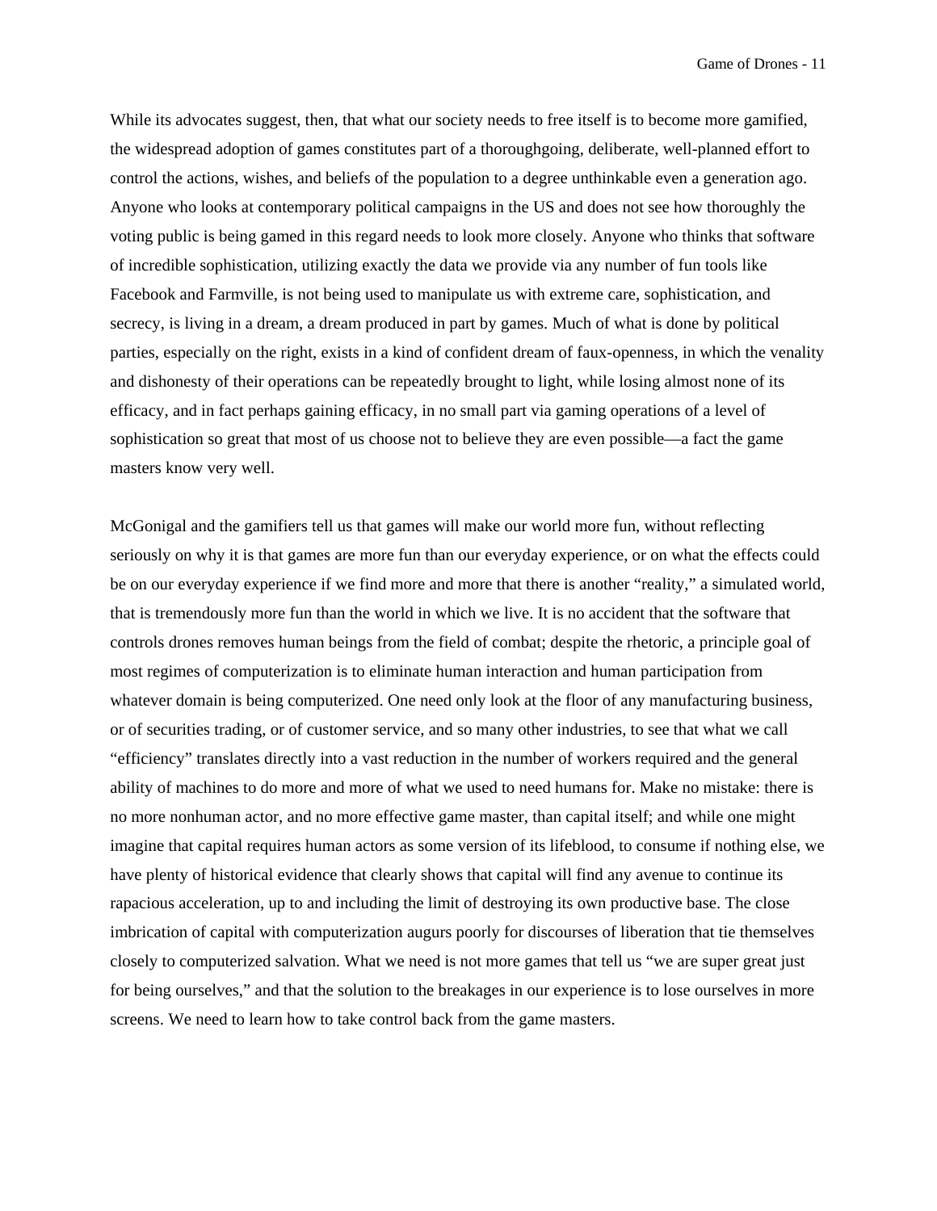While its advocates suggest, then, that what our society needs to free itself is to become more gamified, the widespread adoption of games constitutes part of a thoroughgoing, deliberate, well-planned effort to control the actions, wishes, and beliefs of the population to a degree unthinkable even a generation ago. Anyone who looks at contemporary political campaigns in the US and does not see how thoroughly the voting public is being gamed in this regard needs to look more closely. Anyone who thinks that software of incredible sophistication, utilizing exactly the data we provide via any number of fun tools like Facebook and Farmville, is not being used to manipulate us with extreme care, sophistication, and secrecy, is living in a dream, a dream produced in part by games. Much of what is done by political parties, especially on the right, exists in a kind of confident dream of faux-openness, in which the venality and dishonesty of their operations can be repeatedly brought to light, while losing almost none of its efficacy, and in fact perhaps gaining efficacy, in no small part via gaming operations of a level of sophistication so great that most of us choose not to believe they are even possible—a fact the game masters know very well.

McGonigal and the gamifiers tell us that games will make our world more fun, without reflecting seriously on why it is that games are more fun than our everyday experience, or on what the effects could be on our everyday experience if we find more and more that there is another "reality," a simulated world, that is tremendously more fun than the world in which we live. It is no accident that the software that controls drones removes human beings from the field of combat; despite the rhetoric, a principle goal of most regimes of computerization is to eliminate human interaction and human participation from whatever domain is being computerized. One need only look at the floor of any manufacturing business, or of securities trading, or of customer service, and so many other industries, to see that what we call "efficiency" translates directly into a vast reduction in the number of workers required and the general ability of machines to do more and more of what we used to need humans for. Make no mistake: there is no more nonhuman actor, and no more effective game master, than capital itself; and while one might imagine that capital requires human actors as some version of its lifeblood, to consume if nothing else, we have plenty of historical evidence that clearly shows that capital will find any avenue to continue its rapacious acceleration, up to and including the limit of destroying its own productive base. The close imbrication of capital with computerization augurs poorly for discourses of liberation that tie themselves closely to computerized salvation. What we need is not more games that tell us "we are super great just for being ourselves," and that the solution to the breakages in our experience is to lose ourselves in more screens. We need to learn how to take control back from the game masters.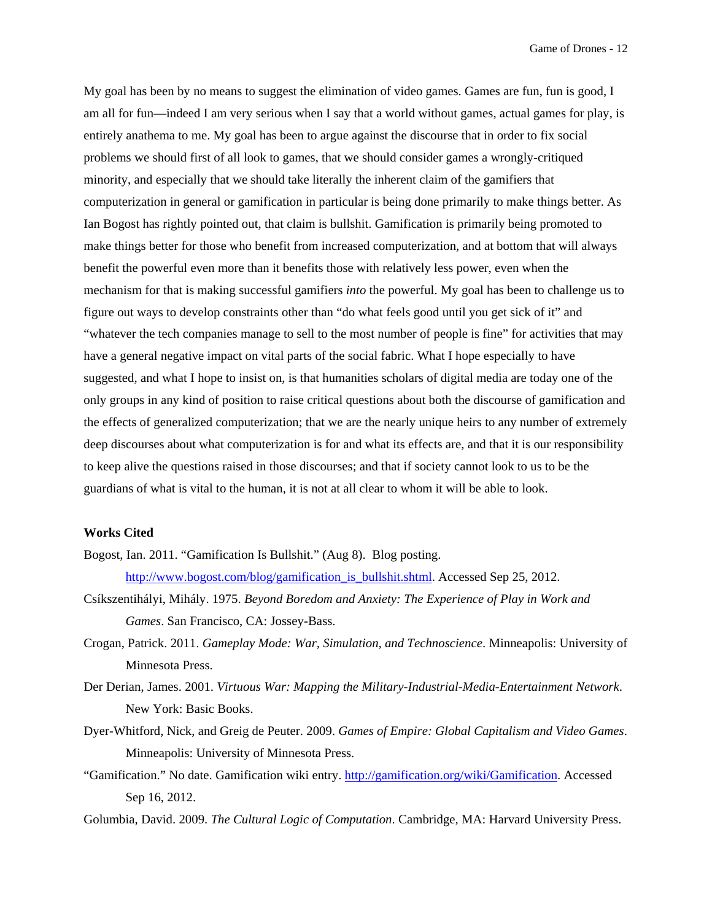My goal has been by no means to suggest the elimination of video games. Games are fun, fun is good, I am all for fun—indeed I am very serious when I say that a world without games, actual games for play, is entirely anathema to me. My goal has been to argue against the discourse that in order to fix social problems we should first of all look to games, that we should consider games a wrongly-critiqued minority, and especially that we should take literally the inherent claim of the gamifiers that computerization in general or gamification in particular is being done primarily to make things better. As Ian Bogost has rightly pointed out, that claim is bullshit. Gamification is primarily being promoted to make things better for those who benefit from increased computerization, and at bottom that will always benefit the powerful even more than it benefits those with relatively less power, even when the mechanism for that is making successful gamifiers *into* the powerful. My goal has been to challenge us to figure out ways to develop constraints other than "do what feels good until you get sick of it" and "whatever the tech companies manage to sell to the most number of people is fine" for activities that may have a general negative impact on vital parts of the social fabric. What I hope especially to have suggested, and what I hope to insist on, is that humanities scholars of digital media are today one of the only groups in any kind of position to raise critical questions about both the discourse of gamification and the effects of generalized computerization; that we are the nearly unique heirs to any number of extremely deep discourses about what computerization is for and what its effects are, and that it is our responsibility to keep alive the questions raised in those discourses; and that if society cannot look to us to be the guardians of what is vital to the human, it is not at all clear to whom it will be able to look.

**Works Cited**

Bogost, Ian. 2011. "Gamification Is Bullshit." (Aug 8). Blog posting. http://www.bogost.com/blog/gamification_is_bullshit.shtml. Accessed Sep 25, 2012.

Csíkszentihályi, Mihály. 1975. *Beyond Boredom and Anxiety: The Experience of Play in Work and Games*. San Francisco, CA: Jossey-Bass.

Crogan, Patrick. 2011. *Gameplay Mode: War, Simulation, and Technoscience*. Minneapolis: University of Minnesota Press.

Der Derian, James. 2001. *Virtuous War: Mapping the Military-Industrial-Media-Entertainment Network*. New York: Basic Books.

Dyer-Whitford, Nick, and Greig de Peuter. 2009. *Games of Empire: Global Capitalism and Video Games*. Minneapolis: University of Minnesota Press.

"Gamification." No date. Gamification wiki entry. http://gamification.org/wiki/Gamification. Accessed Sep 16, 2012.

Golumbia, David. 2009. *The Cultural Logic of Computation*. Cambridge, MA: Harvard University Press.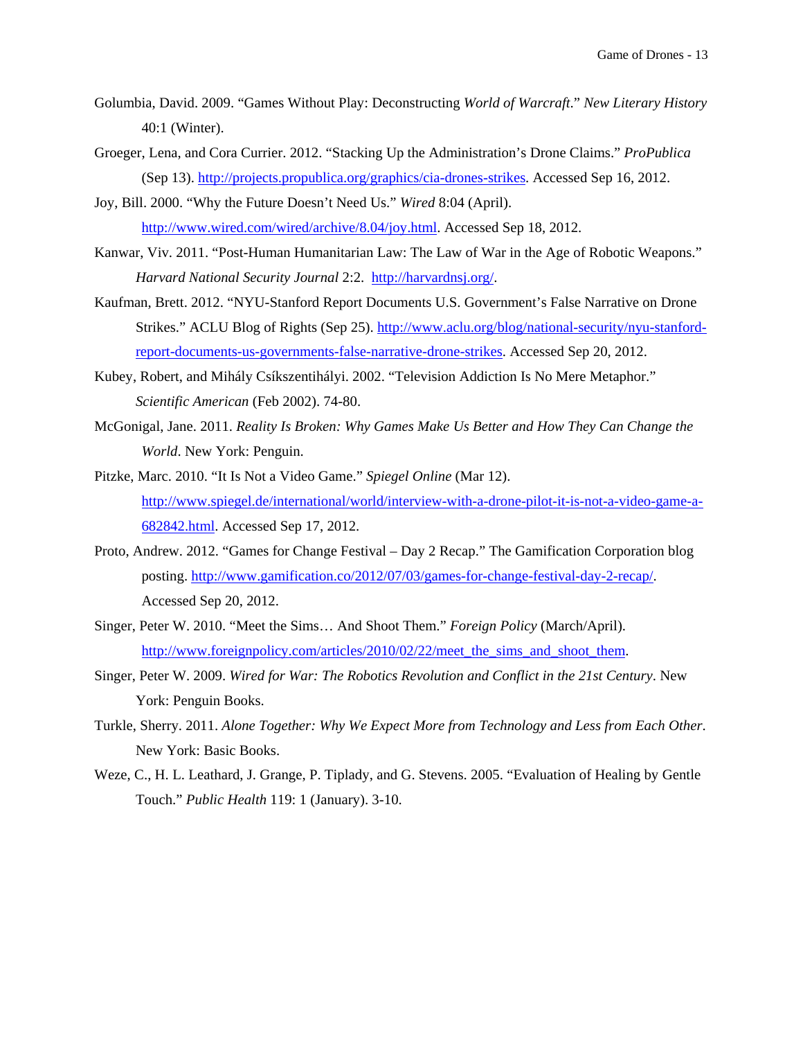Golumbia, David. 2009. "Games Without Play: Deconstructing *World of Warcraft*." *New Literary History* 40:1 (Winter).

Groeger, Lena, and Cora Currier. 2012. "Stacking Up the Administration's Drone Claims." *ProPublica* (Sep 13). http://projects.propublica.org/graphics/cia-drones-strikes. Accessed Sep 16, 2012.

Joy, Bill. 2000. "Why the Future Doesn't Need Us." *Wired* 8:04 (April). http://www.wired.com/wired/archive/8.04/joy.html. Accessed Sep 18, 2012.

Kanwar, Viv. 2011. "Post-Human Humanitarian Law: The Law of War in the Age of Robotic Weapons." *Harvard National Security Journal* 2:2. http://harvardnsj.org/.

Kaufman, Brett. 2012. "NYU-Stanford Report Documents U.S. Government's False Narrative on Drone Strikes." ACLU Blog of Rights (Sep 25). http://www.aclu.org/blog/national-security/nyu-stanford-report-documents-us-governments-false-narrative-drone-strikes. Accessed Sep 20, 2012.

Kubey, Robert, and Mihály Csíkszentihályi. 2002. "Television Addiction Is No Mere Metaphor." *Scientific American* (Feb 2002). 74-80.

McGonigal, Jane. 2011. *Reality Is Broken: Why Games Make Us Better and How They Can Change the World*. New York: Penguin.

Pitzke, Marc. 2010. "It Is Not a Video Game." *Spiegel Online* (Mar 12). http://www.spiegel.de/international/world/interview-with-a-drone-pilot-it-is-not-a-video-game-a-682842.html. Accessed Sep 17, 2012.

Proto, Andrew. 2012. "Games for Change Festival – Day 2 Recap." The Gamification Corporation blog posting. http://www.gamification.co/2012/07/03/games-for-change-festival-day-2-recap/. Accessed Sep 20, 2012.

Singer, Peter W. 2010. "Meet the Sims… And Shoot Them." *Foreign Policy* (March/April). http://www.foreignpolicy.com/articles/2010/02/22/meet_the_sims_and_shoot_them.

Singer, Peter W. 2009. *Wired for War: The Robotics Revolution and Conflict in the 21st Century*. New York: Penguin Books.

Turkle, Sherry. 2011. *Alone Together: Why We Expect More from Technology and Less from Each Other*. New York: Basic Books.

Weze, C., H. L. Leathard, J. Grange, P. Tiplady, and G. Stevens. 2005. "Evaluation of Healing by Gentle Touch." *Public Health* 119: 1 (January). 3-10.